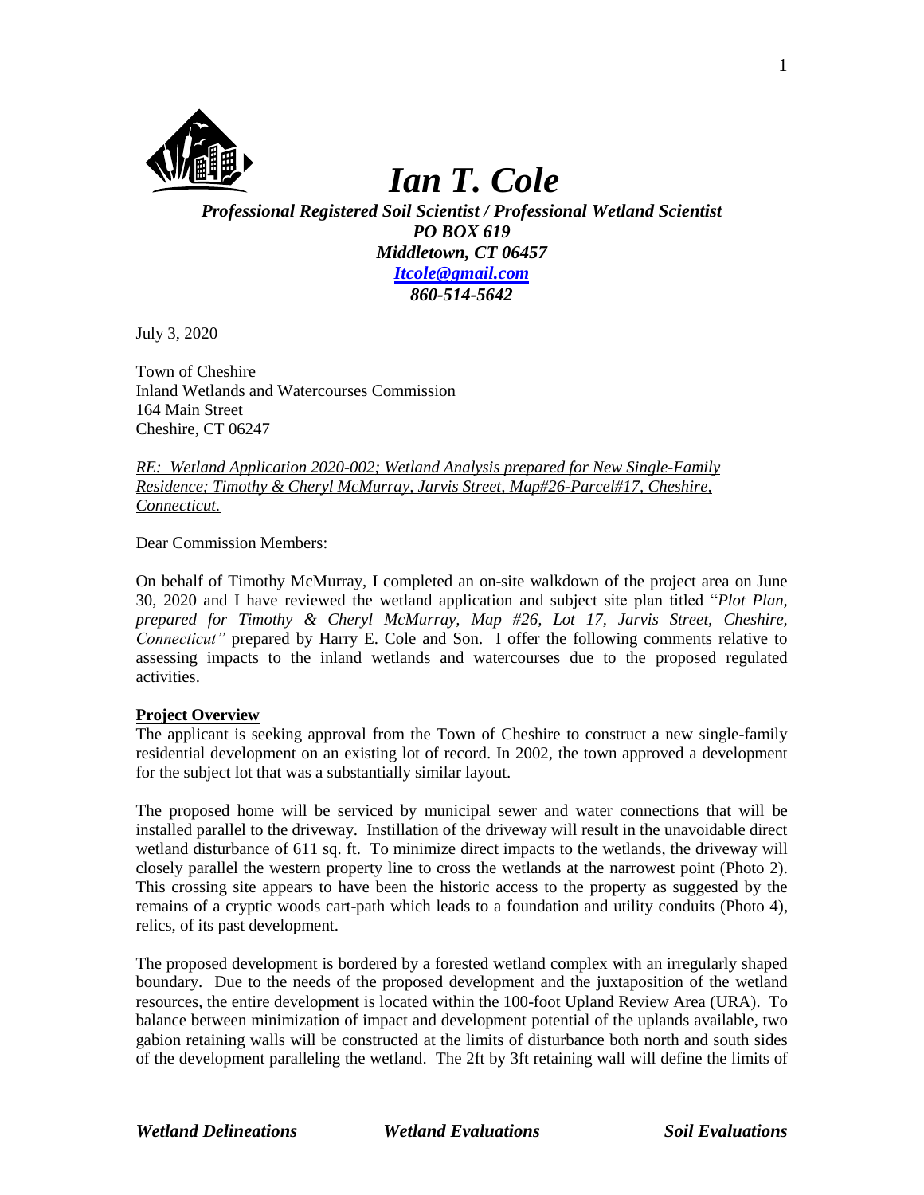# *Ian T. Cole*

***Professional Registered Soil Scientist / Professional Wetland Scientist***
***PO BOX 619***
***Middletown, CT 06457***
***Itcole@gmail.com***
***860-514-5642***

July 3, 2020

Town of Cheshire
Inland Wetlands and Watercourses Commission
164 Main Street
Cheshire, CT 06247

*RE: Wetland Application 2020-002; Wetland Analysis prepared for New Single-Family Residence; Timothy & Cheryl McMurray, Jarvis Street, Map#26-Parcel#17, Cheshire, Connecticut.*

Dear Commission Members:

On behalf of Timothy McMurray, I completed an on-site walkdown of the project area on June 30, 2020 and I have reviewed the wetland application and subject site plan titled "*Plot Plan, prepared for Timothy & Cheryl McMurray, Map #26, Lot 17, Jarvis Street, Cheshire, Connecticut"* prepared by Harry E. Cole and Son. I offer the following comments relative to assessing impacts to the inland wetlands and watercourses due to the proposed regulated activities.

**Project Overview**

The applicant is seeking approval from the Town of Cheshire to construct a new single-family residential development on an existing lot of record. In 2002, the town approved a development for the subject lot that was a substantially similar layout.

The proposed home will be serviced by municipal sewer and water connections that will be installed parallel to the driveway. Instillation of the driveway will result in the unavoidable direct wetland disturbance of 611 sq. ft. To minimize direct impacts to the wetlands, the driveway will closely parallel the western property line to cross the wetlands at the narrowest point (Photo 2). This crossing site appears to have been the historic access to the property as suggested by the remains of a cryptic woods cart-path which leads to a foundation and utility conduits (Photo 4), relics, of its past development.

The proposed development is bordered by a forested wetland complex with an irregularly shaped boundary. Due to the needs of the proposed development and the juxtaposition of the wetland resources, the entire development is located within the 100-foot Upland Review Area (URA). To balance between minimization of impact and development potential of the uplands available, two gabion retaining walls will be constructed at the limits of disturbance both north and south sides of the development paralleling the wetland. The 2ft by 3ft retaining wall will define the limits of

***Wetland Delineations*** ***Wetland Evaluations*** ***Soil Evaluations***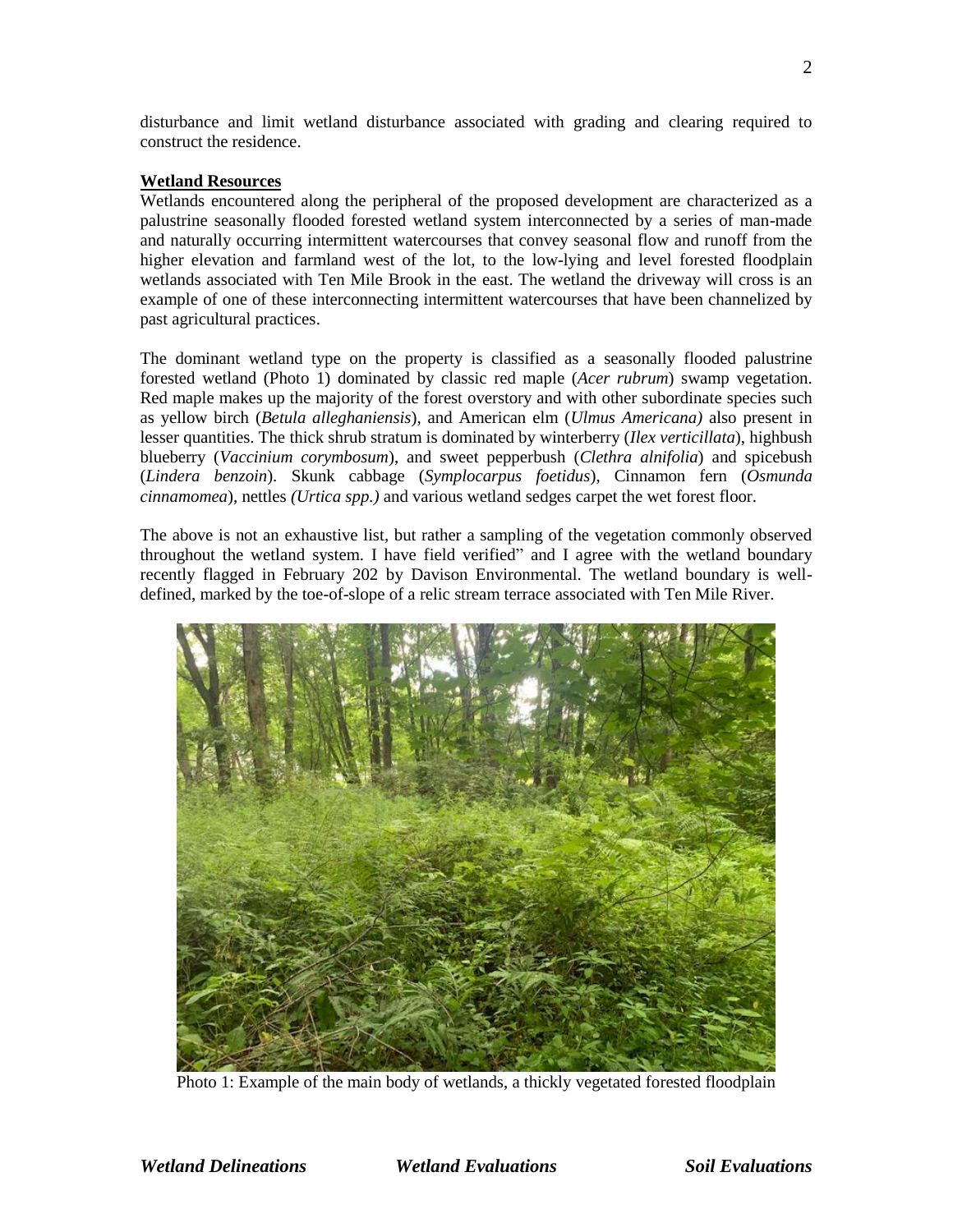disturbance and limit wetland disturbance associated with grading and clearing required to construct the residence.

**Wetland Resources**

Wetlands encountered along the peripheral of the proposed development are characterized as a palustrine seasonally flooded forested wetland system interconnected by a series of man-made and naturally occurring intermittent watercourses that convey seasonal flow and runoff from the higher elevation and farmland west of the lot, to the low-lying and level forested floodplain wetlands associated with Ten Mile Brook in the east. The wetland the driveway will cross is an example of one of these interconnecting intermittent watercourses that have been channelized by past agricultural practices.

The dominant wetland type on the property is classified as a seasonally flooded palustrine forested wetland (Photo 1) dominated by classic red maple (*Acer rubrum*) swamp vegetation. Red maple makes up the majority of the forest overstory and with other subordinate species such as yellow birch (*Betula alleghaniensis*), and American elm (*Ulmus Americana)* also present in lesser quantities. The thick shrub stratum is dominated by winterberry (*Ilex verticillata*), highbush blueberry (*Vaccinium corymbosum*), and sweet pepperbush (*Clethra alnifolia*) and spicebush (*Lindera benzoin*). Skunk cabbage (*Symplocarpus foetidus*), Cinnamon fern (*Osmunda cinnamomea*), nettles *(Urtica spp.)* and various wetland sedges carpet the wet forest floor.

The above is not an exhaustive list, but rather a sampling of the vegetation commonly observed throughout the wetland system. I have field verified" and I agree with the wetland boundary recently flagged in February 202 by Davison Environmental. The wetland boundary is well-defined, marked by the toe-of-slope of a relic stream terrace associated with Ten Mile River.

Photo 1: Example of the main body of wetlands, a thickly vegetated forested floodplain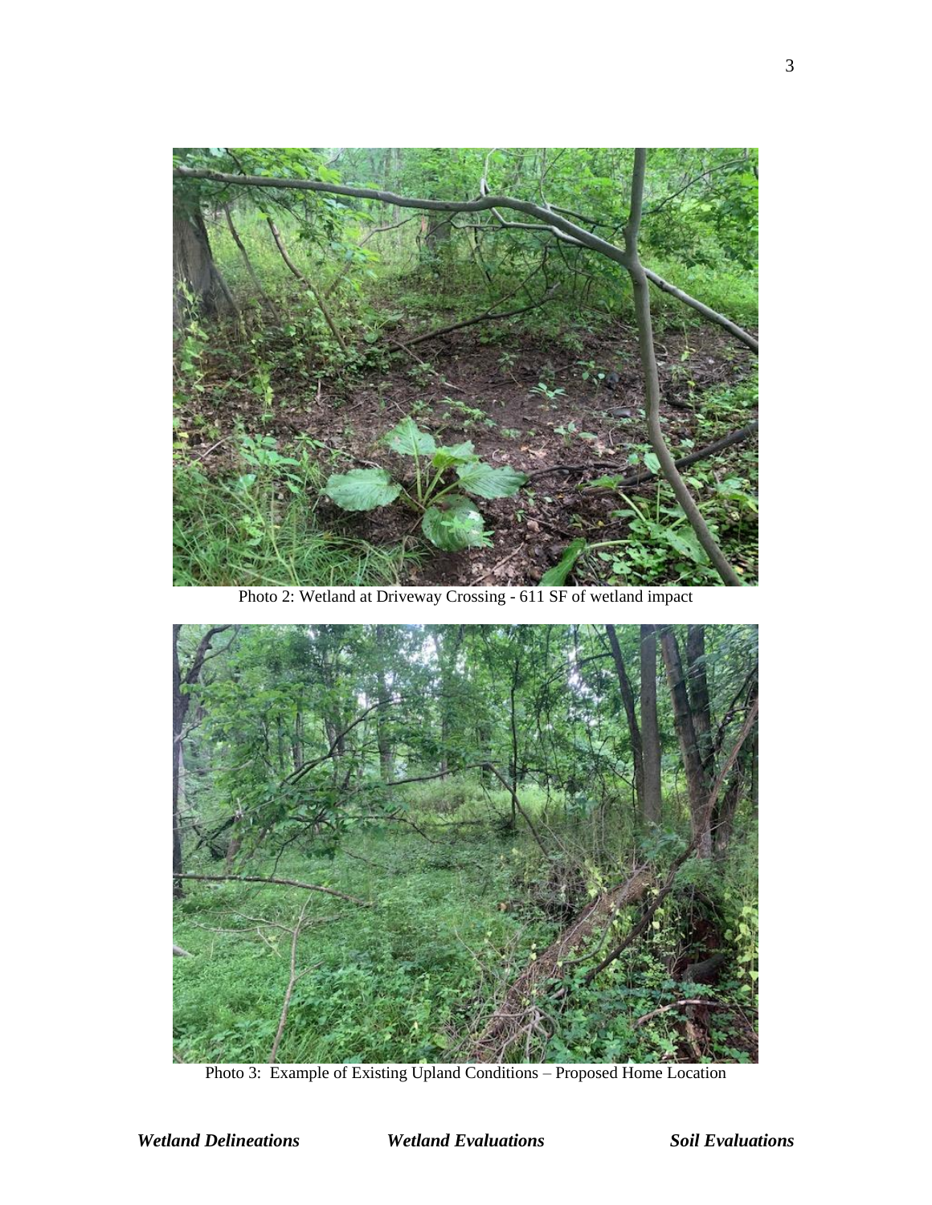Photo 2: Wetland at Driveway Crossing - 611 SF of wetland impact

Photo 3: Example of Existing Upland Conditions – Proposed Home Location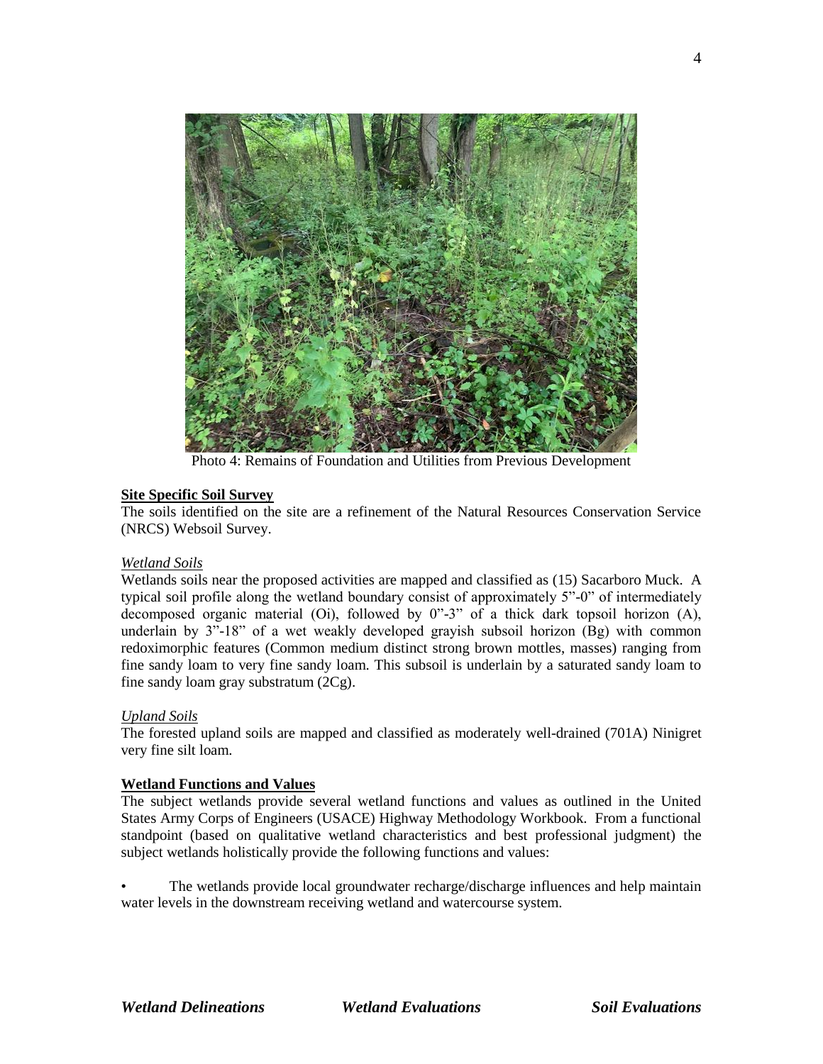Photo 4: Remains of Foundation and Utilities from Previous Development

**Site Specific Soil Survey**

The soils identified on the site are a refinement of the Natural Resources Conservation Service (NRCS) Websoil Survey.

*Wetland Soils*

Wetlands soils near the proposed activities are mapped and classified as (15) Sacarboro Muck. A typical soil profile along the wetland boundary consist of approximately 5"-0" of intermediately decomposed organic material (Oi), followed by 0"-3" of a thick dark topsoil horizon (A), underlain by 3"-18" of a wet weakly developed grayish subsoil horizon (Bg) with common redoximorphic features (Common medium distinct strong brown mottles, masses) ranging from fine sandy loam to very fine sandy loam. This subsoil is underlain by a saturated sandy loam to fine sandy loam gray substratum (2Cg).

*Upland Soils*

The forested upland soils are mapped and classified as moderately well-drained (701A) Ninigret very fine silt loam.

**Wetland Functions and Values**

The subject wetlands provide several wetland functions and values as outlined in the United States Army Corps of Engineers (USACE) Highway Methodology Workbook. From a functional standpoint (based on qualitative wetland characteristics and best professional judgment) the subject wetlands holistically provide the following functions and values:

- The wetlands provide local groundwater recharge/discharge influences and help maintain water levels in the downstream receiving wetland and watercourse system.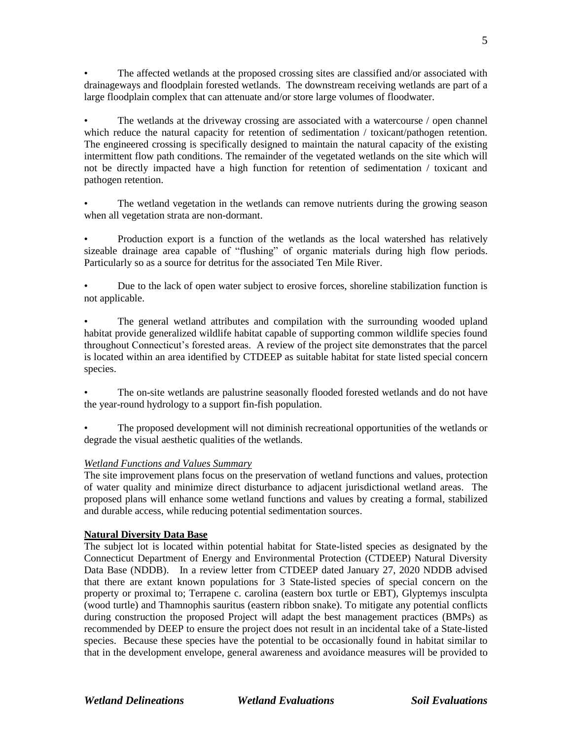- The affected wetlands at the proposed crossing sites are classified and/or associated with drainageways and floodplain forested wetlands. The downstream receiving wetlands are part of a large floodplain complex that can attenuate and/or store large volumes of floodwater.

- The wetlands at the driveway crossing are associated with a watercourse / open channel which reduce the natural capacity for retention of sedimentation / toxicant/pathogen retention. The engineered crossing is specifically designed to maintain the natural capacity of the existing intermittent flow path conditions. The remainder of the vegetated wetlands on the site which will not be directly impacted have a high function for retention of sedimentation / toxicant and pathogen retention.

- The wetland vegetation in the wetlands can remove nutrients during the growing season when all vegetation strata are non-dormant.

- Production export is a function of the wetlands as the local watershed has relatively sizeable drainage area capable of "flushing" of organic materials during high flow periods. Particularly so as a source for detritus for the associated Ten Mile River.

- Due to the lack of open water subject to erosive forces, shoreline stabilization function is not applicable.

- The general wetland attributes and compilation with the surrounding wooded upland habitat provide generalized wildlife habitat capable of supporting common wildlife species found throughout Connecticut's forested areas. A review of the project site demonstrates that the parcel is located within an area identified by CTDEEP as suitable habitat for state listed special concern species.

- The on-site wetlands are palustrine seasonally flooded forested wetlands and do not have the year-round hydrology to a support fin-fish population.

- The proposed development will not diminish recreational opportunities of the wetlands or degrade the visual aesthetic qualities of the wetlands.

*Wetland Functions and Values Summary*

The site improvement plans focus on the preservation of wetland functions and values, protection of water quality and minimize direct disturbance to adjacent jurisdictional wetland areas. The proposed plans will enhance some wetland functions and values by creating a formal, stabilized and durable access, while reducing potential sedimentation sources.

**Natural Diversity Data Base**

The subject lot is located within potential habitat for State-listed species as designated by the Connecticut Department of Energy and Environmental Protection (CTDEEP) Natural Diversity Data Base (NDDB). In a review letter from CTDEEP dated January 27, 2020 NDDB advised that there are extant known populations for 3 State-listed species of special concern on the property or proximal to; Terrapene c. carolina (eastern box turtle or EBT), Glyptemys insculpta (wood turtle) and Thamnophis sauritus (eastern ribbon snake). To mitigate any potential conflicts during construction the proposed Project will adapt the best management practices (BMPs) as recommended by DEEP to ensure the project does not result in an incidental take of a State-listed species. Because these species have the potential to be occasionally found in habitat similar to that in the development envelope, general awareness and avoidance measures will be provided to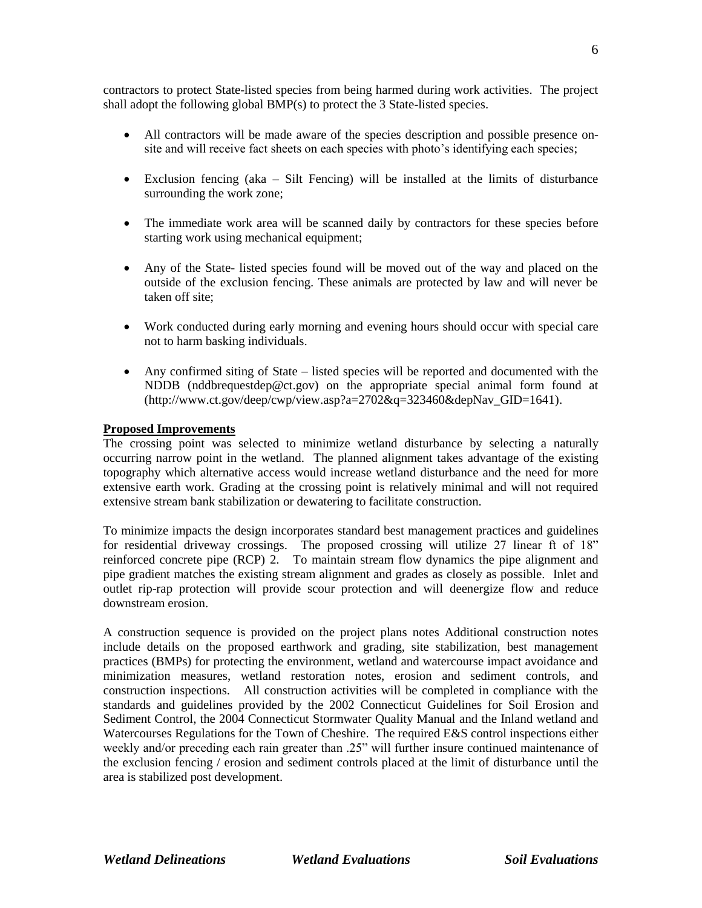contractors to protect State-listed species from being harmed during work activities. The project shall adopt the following global BMP(s) to protect the 3 State-listed species.

- All contractors will be made aware of the species description and possible presence on-site and will receive fact sheets on each species with photo's identifying each species;
- Exclusion fencing (aka – Silt Fencing) will be installed at the limits of disturbance surrounding the work zone;
- The immediate work area will be scanned daily by contractors for these species before starting work using mechanical equipment;
- Any of the State- listed species found will be moved out of the way and placed on the outside of the exclusion fencing. These animals are protected by law and will never be taken off site;
- Work conducted during early morning and evening hours should occur with special care not to harm basking individuals.
- Any confirmed siting of State – listed species will be reported and documented with the NDDB (nddbrequestdep@ct.gov) on the appropriate special animal form found at (http://www.ct.gov/deep/cwp/view.asp?a=2702&q=323460&depNav_GID=1641).

**Proposed Improvements**

The crossing point was selected to minimize wetland disturbance by selecting a naturally occurring narrow point in the wetland. The planned alignment takes advantage of the existing topography which alternative access would increase wetland disturbance and the need for more extensive earth work. Grading at the crossing point is relatively minimal and will not required extensive stream bank stabilization or dewatering to facilitate construction.

To minimize impacts the design incorporates standard best management practices and guidelines for residential driveway crossings. The proposed crossing will utilize 27 linear ft of 18" reinforced concrete pipe (RCP) 2. To maintain stream flow dynamics the pipe alignment and pipe gradient matches the existing stream alignment and grades as closely as possible. Inlet and outlet rip-rap protection will provide scour protection and will deenergize flow and reduce downstream erosion.

A construction sequence is provided on the project plans notes Additional construction notes include details on the proposed earthwork and grading, site stabilization, best management practices (BMPs) for protecting the environment, wetland and watercourse impact avoidance and minimization measures, wetland restoration notes, erosion and sediment controls, and construction inspections. All construction activities will be completed in compliance with the standards and guidelines provided by the 2002 Connecticut Guidelines for Soil Erosion and Sediment Control, the 2004 Connecticut Stormwater Quality Manual and the Inland wetland and Watercourses Regulations for the Town of Cheshire. The required E&S control inspections either weekly and/or preceding each rain greater than .25" will further insure continued maintenance of the exclusion fencing / erosion and sediment controls placed at the limit of disturbance until the area is stabilized post development.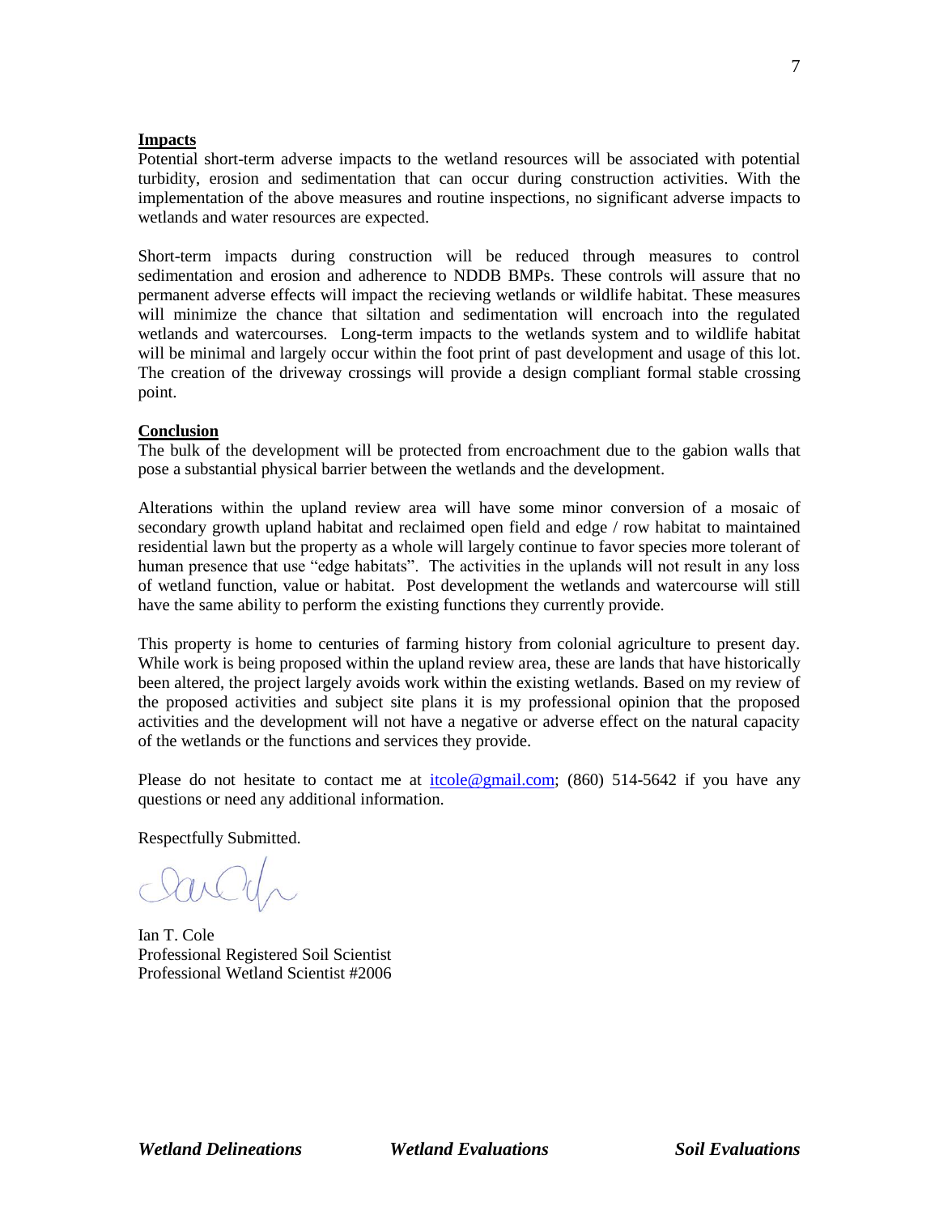**Impacts**

Potential short-term adverse impacts to the wetland resources will be associated with potential turbidity, erosion and sedimentation that can occur during construction activities. With the implementation of the above measures and routine inspections, no significant adverse impacts to wetlands and water resources are expected.

Short-term impacts during construction will be reduced through measures to control sedimentation and erosion and adherence to NDDB BMPs. These controls will assure that no permanent adverse effects will impact the recieving wetlands or wildlife habitat. These measures will minimize the chance that siltation and sedimentation will encroach into the regulated wetlands and watercourses. Long-term impacts to the wetlands system and to wildlife habitat will be minimal and largely occur within the foot print of past development and usage of this lot. The creation of the driveway crossings will provide a design compliant formal stable crossing point.

**Conclusion**

The bulk of the development will be protected from encroachment due to the gabion walls that pose a substantial physical barrier between the wetlands and the development.

Alterations within the upland review area will have some minor conversion of a mosaic of secondary growth upland habitat and reclaimed open field and edge / row habitat to maintained residential lawn but the property as a whole will largely continue to favor species more tolerant of human presence that use "edge habitats". The activities in the uplands will not result in any loss of wetland function, value or habitat. Post development the wetlands and watercourse will still have the same ability to perform the existing functions they currently provide.

This property is home to centuries of farming history from colonial agriculture to present day. While work is being proposed within the upland review area, these are lands that have historically been altered, the project largely avoids work within the existing wetlands. Based on my review of the proposed activities and subject site plans it is my professional opinion that the proposed activities and the development will not have a negative or adverse effect on the natural capacity of the wetlands or the functions and services they provide.

Please do not hesitate to contact me at itcole@gmail.com; (860) 514-5642 if you have any questions or need any additional information.

Respectfully Submitted.

Ian T. Cole
Professional Registered Soil Scientist
Professional Wetland Scientist #2006